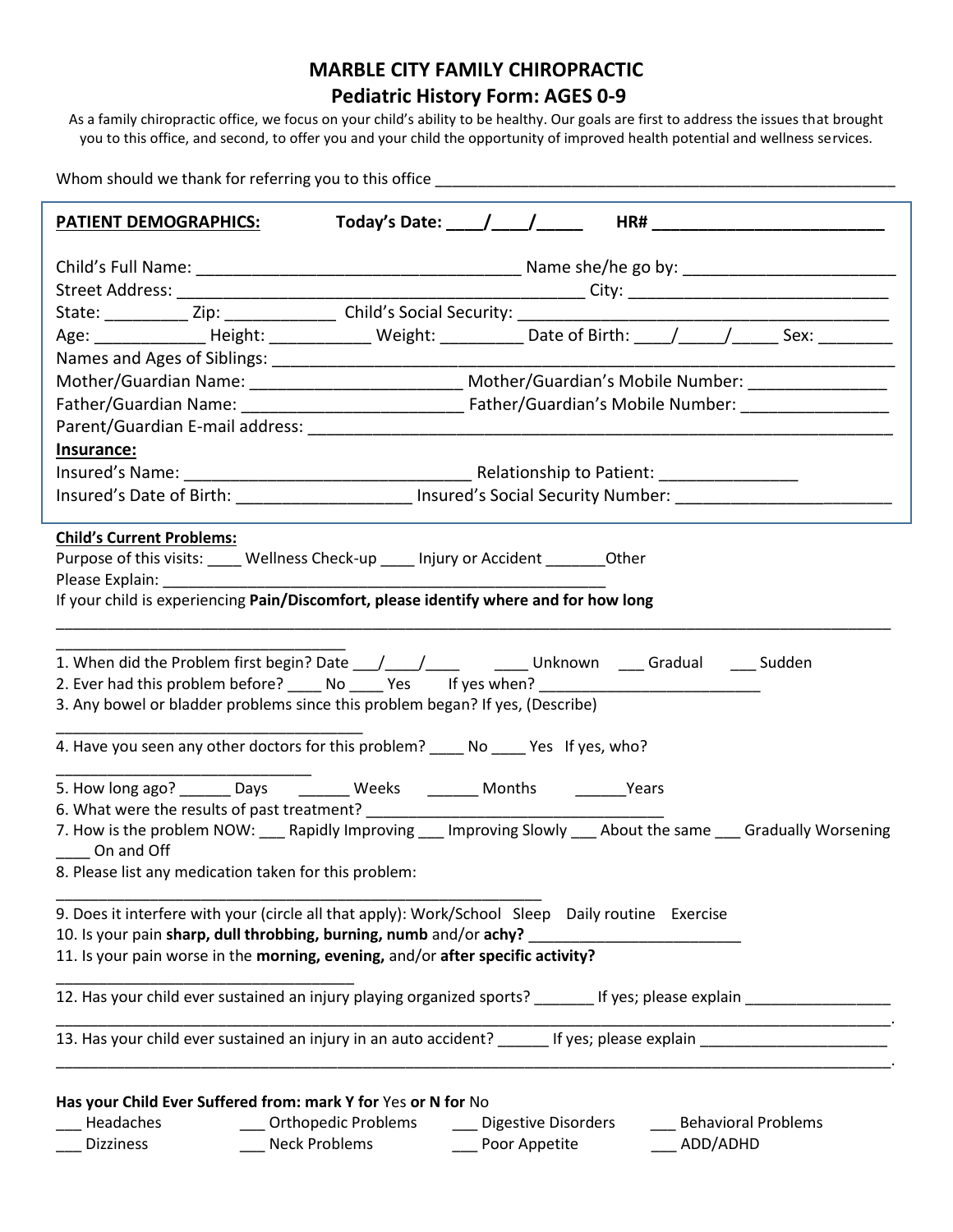# MARBLE CITY FAMILY CHIROPRACTIC
## Pediatric History Form: AGES 0-9

As a family chiropractic office, we focus on your child's ability to be healthy. Our goals are first to address the issues that brought you to this office, and second, to offer you and your child the opportunity of improved health potential and wellness services.

Whom should we thank for referring you to this office ___________________________________________________________

**PATIENT DEMOGRAPHICS:** **Today's Date: ____/____/_____** **HR# ___________________________**

Child's Full Name: ______________________________________ Name she/he go by: _________________________

Street Address: _______________________________________________ City: _____________________________

State: _________ Zip: ____________ Child's Social Security: ___________________________________________

Age: ____________ Height: ___________ Weight: _________ Date of Birth: ____/_____/_____ Sex: ________

Names and Ages of Siblings: _______________________________________________________________________

Mother/Guardian Name: ________________________ Mother/Guardian's Mobile Number: _______________

Father/Guardian Name: ________________________ Father/Guardian's Mobile Number: ________________

Parent/Guardian E-mail address: ____________________________________________________________________

**Insurance:**

Insured's Name: ________________________________ Relationship to Patient: _______________

Insured's Date of Birth: ___________________ Insured's Social Security Number: _______________________

**Child's Current Problems:**

Purpose of this visits: ____ Wellness Check-up ____ Injury or Accident _______Other

Please Explain: ________________________________________________________

If your child is experiencing **Pain/Discomfort, please identify where and for how long**

____________________________________________________________________________________________________

__________________________________

1. When did the Problem first begin? Date ___/____/____ ____ Unknown ___ Gradual ___ Sudden
2. Ever had this problem before? ____ No ____ Yes If yes when? __________________________
3. Any bowel or bladder problems since this problem began? If yes, (Describe) _____________________________________
4. Have you seen any other doctors for this problem? ____ No ____ Yes If yes, who? _____________________________
5. How long ago? ______ Days ______ Weeks ______ Months ______Years
6. What were the results of past treatment? ___________________________________
7. How is the problem NOW: ___ Rapidly Improving ___ Improving Slowly ___ About the same ___ Gradually Worsening ____ On and Off
8. Please list any medication taken for this problem: ____________________________________________________________
9. Does it interfere with your (circle all that apply): Work/School Sleep Daily routine Exercise
10. Is your pain **sharp, dull throbbing, burning, numb** and/or **achy?** ________________________
11. Is your pain worse in the **morning, evening,** and/or **after specific activity?** ___________________________________
12. Has your child ever sustained an injury playing organized sports? _______ If yes; please explain _________________ ____________________________________________________________________________________________________.
13. Has your child ever sustained an injury in an auto accident? ______ If yes; please explain ______________________ ____________________________________________________________________________________________________.

**Has your Child Ever Suffered from: mark Y for** Yes **or N for** No

___ Headaches ___ Orthopedic Problems ___ Digestive Disorders ___ Behavioral Problems

___ Dizziness ___ Neck Problems ___ Poor Appetite ___ ADD/ADHD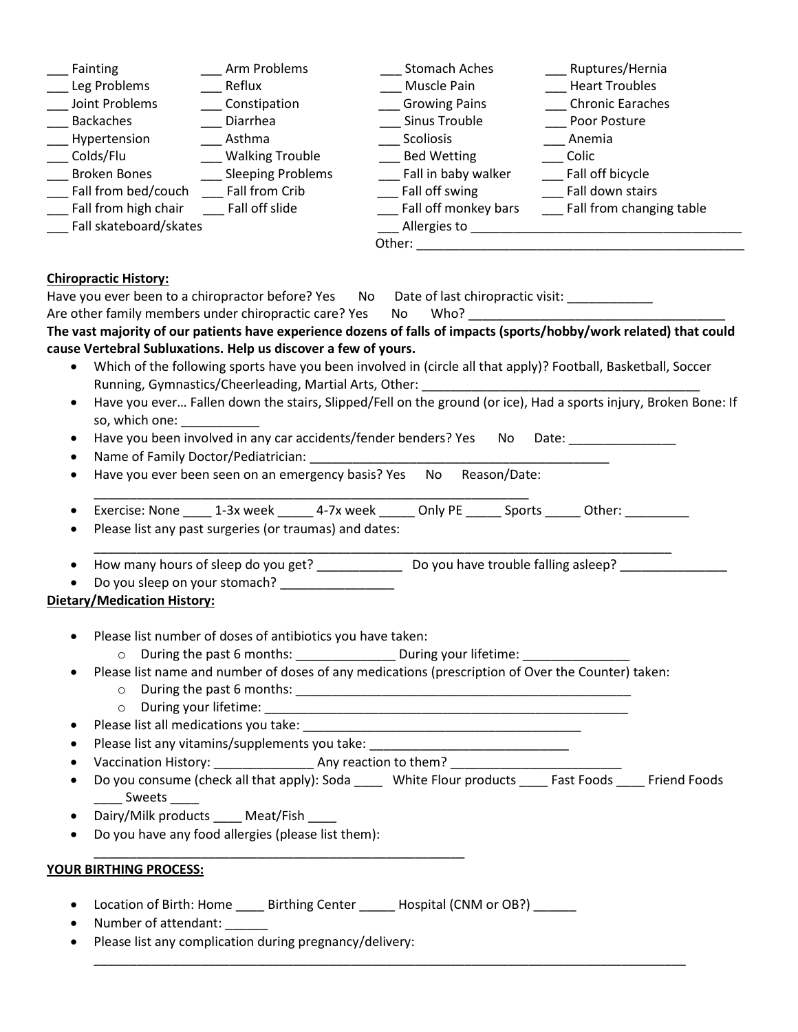| | | | |
|---|---|---|---|
| ___ Fainting | ___ Arm Problems | ___ Stomach Aches | ___ Ruptures/Hernia |
| ___ Leg Problems | ___ Reflux | ___ Muscle Pain | ___ Heart Troubles |
| ___ Joint Problems | ___ Constipation | ___ Growing Pains | ___ Chronic Earaches |
| ___ Backaches | ___ Diarrhea | ___ Sinus Trouble | ___ Poor Posture |
| ___ Hypertension | ___ Asthma | ___ Scoliosis | ___ Anemia |
| ___ Colds/Flu | ___ Walking Trouble | ___ Bed Wetting | ___ Colic |
| ___ Broken Bones | ___ Sleeping Problems | ___ Fall in baby walker | ___ Fall off bicycle |
| ___ Fall from bed/couch | ___ Fall from Crib | ___ Fall off swing | ___ Fall down stairs |
| ___ Fall from high chair | ___ Fall off slide | ___ Fall off monkey bars | ___ Fall from changing table |
| ___ Fall skateboard/skates | | ___ Allergies to ______________________________________ | |
| | | Other: ____________________________________________ | |

**Chiropractic History:**

Have you ever been to a chiropractor before? Yes No Date of last chiropractic visit: ____________

Are other family members under chiropractic care? Yes No Who? ____________________________________

**The vast majority of our patients have experience dozens of falls of impacts (sports/hobby/work related) that could cause Vertebral Subluxations. Help us discover a few of yours.**

- Which of the following sports have you been involved in (circle all that apply)? Football, Basketball, Soccer Running, Gymnastics/Cheerleading, Martial Arts, Other: ________________________________________
- Have you ever… Fallen down the stairs, Slipped/Fell on the ground (or ice), Had a sports injury, Broken Bone: If so, which one: ___________
- Have you been involved in any car accidents/fender benders? Yes No Date: _______________
- Name of Family Doctor/Pediatrician: ___________________________________________
- Have you ever been seen on an emergency basis? Yes No Reason/Date: _______________________________________________________________
- Exercise: None ____ 1-3x week _____ 4-7x week _____ Only PE _____ Sports _____ Other: _________
- Please list any past surgeries (or traumas) and dates: ___________________________________________________________________________________
- How many hours of sleep do you get? ____________ Do you have trouble falling asleep? _______________
- Do you sleep on your stomach? ________________

**Dietary/Medication History:**

- Please list number of doses of antibiotics you have taken:
  - During the past 6 months: ______________ During your lifetime: _______________
- Please list name and number of doses of any medications (prescription of Over the Counter) taken:
  - During the past 6 months: _________________________________________________
  - During your lifetime: _____________________________________________________
- Please list all medications you take: ________________________________________
- Please list any vitamins/supplements you take: ____________________________
- Vaccination History: ______________ Any reaction to them? ________________________
- Do you consume (check all that apply): Soda ____ White Flour products ____ Fast Foods ____ Friend Foods ____ Sweets ____
- Dairy/Milk products ____ Meat/Fish ____
- Do you have any food allergies (please list them): _____________________________________________________

**YOUR BIRTHING PROCESS:**

- Location of Birth: Home ____ Birthing Center _____ Hospital (CNM or OB?) ______
- Number of attendant: ______
- Please list any complication during pregnancy/delivery: ________________________________________________________________________________________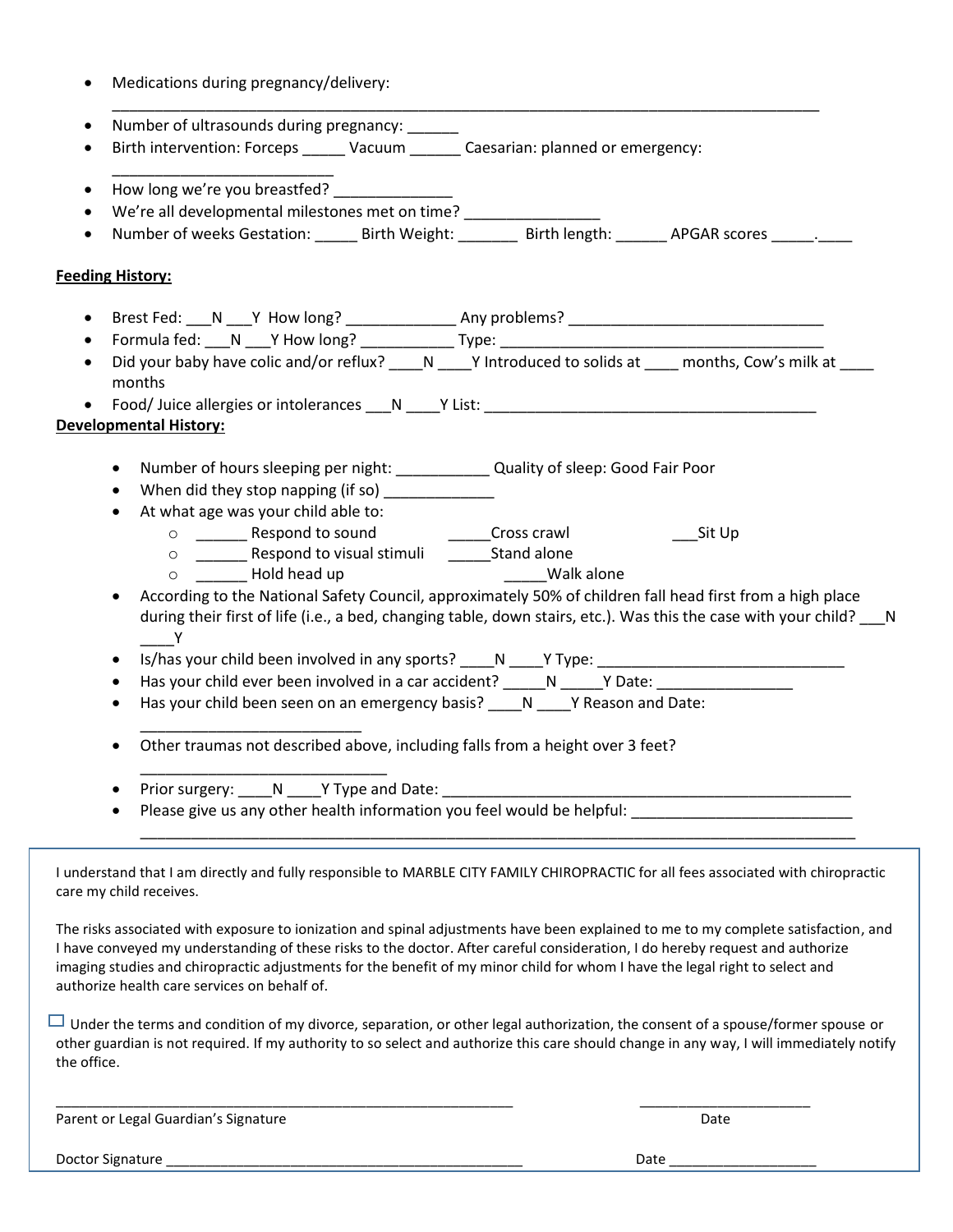- Medications during pregnancy/delivery: \_\_\_\_\_\_\_\_\_\_\_\_\_\_\_\_\_\_\_\_\_\_\_\_\_\_\_\_\_\_\_\_\_\_\_\_\_\_\_\_\_\_\_\_\_\_\_\_\_\_\_\_\_\_\_\_\_\_\_\_\_\_\_\_\_\_\_\_\_\_\_\_\_\_\_\_\_\_\_\_\_\_\_
- Number of ultrasounds during pregnancy: \_\_\_\_\_\_
- Birth intervention: Forceps \_\_\_\_\_ Vacuum \_\_\_\_\_\_ Caesarian: planned or emergency: \_\_\_\_\_\_\_\_\_\_\_\_\_\_\_\_\_\_\_\_\_\_\_\_\_\_
- How long we're you breastfed? \_\_\_\_\_\_\_\_\_\_\_\_\_\_
- We're all developmental milestones met on time? \_\_\_\_\_\_\_\_\_\_\_\_\_\_\_\_
- Number of weeks Gestation: \_\_\_\_\_ Birth Weight: \_\_\_\_\_\_\_ Birth length: \_\_\_\_\_\_ APGAR scores \_\_\_\_\_.\_\_\_\_

**Feeding History:**

- Brest Fed: \_\_\_N \_\_\_Y How long? \_\_\_\_\_\_\_\_\_\_\_\_\_ Any problems? \_\_\_\_\_\_\_\_\_\_\_\_\_\_\_\_\_\_\_\_\_\_\_\_\_\_\_\_\_\_
- Formula fed: \_\_\_N \_\_\_Y How long? \_\_\_\_\_\_\_\_\_\_\_ Type: \_\_\_\_\_\_\_\_\_\_\_\_\_\_\_\_\_\_\_\_\_\_\_\_\_\_\_\_\_\_\_\_\_\_\_\_\_\_\_
- Did your baby have colic and/or reflux? \_\_\_\_N \_\_\_\_Y Introduced to solids at \_\_\_\_ months, Cow's milk at \_\_\_\_ months
- Food/ Juice allergies or intolerances \_\_\_N \_\_\_\_Y List: \_\_\_\_\_\_\_\_\_\_\_\_\_\_\_\_\_\_\_\_\_\_\_\_\_\_\_\_\_\_\_\_\_\_\_\_\_\_\_\_

**Developmental History:**

- Number of hours sleeping per night: \_\_\_\_\_\_\_\_\_\_\_ Quality of sleep: Good Fair Poor
- When did they stop napping (if so) \_\_\_\_\_\_\_\_\_\_\_\_\_
- At what age was your child able to:
  - \_\_\_\_\_\_ Respond to sound \_\_\_\_\_Cross crawl \_\_\_Sit Up
  - \_\_\_\_\_\_ Respond to visual stimuli \_\_\_\_\_Stand alone
  - \_\_\_\_\_\_ Hold head up \_\_\_\_\_Walk alone
- According to the National Safety Council, approximately 50% of children fall head first from a high place during their first of life (i.e., a bed, changing table, down stairs, etc.). Was this the case with your child? \_\_\_N \_\_\_\_Y
- Is/has your child been involved in any sports? \_\_\_\_N \_\_\_\_Y Type: \_\_\_\_\_\_\_\_\_\_\_\_\_\_\_\_\_\_\_\_\_\_\_\_\_\_\_\_\_\_
- Has your child ever been involved in a car accident? \_\_\_\_\_N \_\_\_\_\_Y Date: \_\_\_\_\_\_\_\_\_\_\_\_\_\_\_\_
- Has your child been seen on an emergency basis? \_\_\_\_N \_\_\_\_Y Reason and Date: \_\_\_\_\_\_\_\_\_\_\_\_\_\_\_\_\_\_\_\_\_\_\_\_\_\_
- Other traumas not described above, including falls from a height over 3 feet? \_\_\_\_\_\_\_\_\_\_\_\_\_\_\_\_\_\_\_\_\_\_\_\_\_\_\_\_\_\_
- Prior surgery: \_\_\_\_N \_\_\_\_Y Type and Date: \_\_\_\_\_\_\_\_\_\_\_\_\_\_\_\_\_\_\_\_\_\_\_\_\_\_\_\_\_\_\_\_\_\_\_\_\_\_\_\_\_\_\_\_\_\_\_\_\_\_
- Please give us any other health information you feel would be helpful: \_\_\_\_\_\_\_\_\_\_\_\_\_\_\_\_\_\_\_\_\_\_\_\_\_\_ \_\_\_\_\_\_\_\_\_\_\_\_\_\_\_\_\_\_\_\_\_\_\_\_\_\_\_\_\_\_\_\_\_\_\_\_\_\_\_\_\_\_\_\_\_\_\_\_\_\_\_\_\_\_\_\_\_\_\_\_\_\_\_\_\_\_\_\_\_\_\_\_\_\_\_\_\_\_\_\_\_\_\_\_\_\_\_

I understand that I am directly and fully responsible to MARBLE CITY FAMILY CHIROPRACTIC for all fees associated with chiropractic care my child receives.

The risks associated with exposure to ionization and spinal adjustments have been explained to me to my complete satisfaction, and I have conveyed my understanding of these risks to the doctor. After careful consideration, I do hereby request and authorize imaging studies and chiropractic adjustments for the benefit of my minor child for whom I have the legal right to select and authorize health care services on behalf of.

☐ Under the terms and condition of my divorce, separation, or other legal authorization, the consent of a spouse/former spouse or other guardian is not required. If my authority to so select and authorize this care should change in any way, I will immediately notify the office.

\_\_\_\_\_\_\_\_\_\_\_\_\_\_\_\_\_\_\_\_\_\_\_\_\_\_\_\_\_\_\_\_\_\_\_\_\_\_\_\_\_\_\_\_\_\_\_\_\_\_\_\_\_\_\_\_\_\_ \_\_\_\_\_\_\_\_\_\_\_\_\_\_\_\_\_\_\_\_\_\_

Parent or Legal Guardian's Signature Date

Doctor Signature \_\_\_\_\_\_\_\_\_\_\_\_\_\_\_\_\_\_\_\_\_\_\_\_\_\_\_\_\_\_\_\_\_\_\_\_\_\_\_\_\_\_\_\_\_\_ Date \_\_\_\_\_\_\_\_\_\_\_\_\_\_\_\_\_\_\_